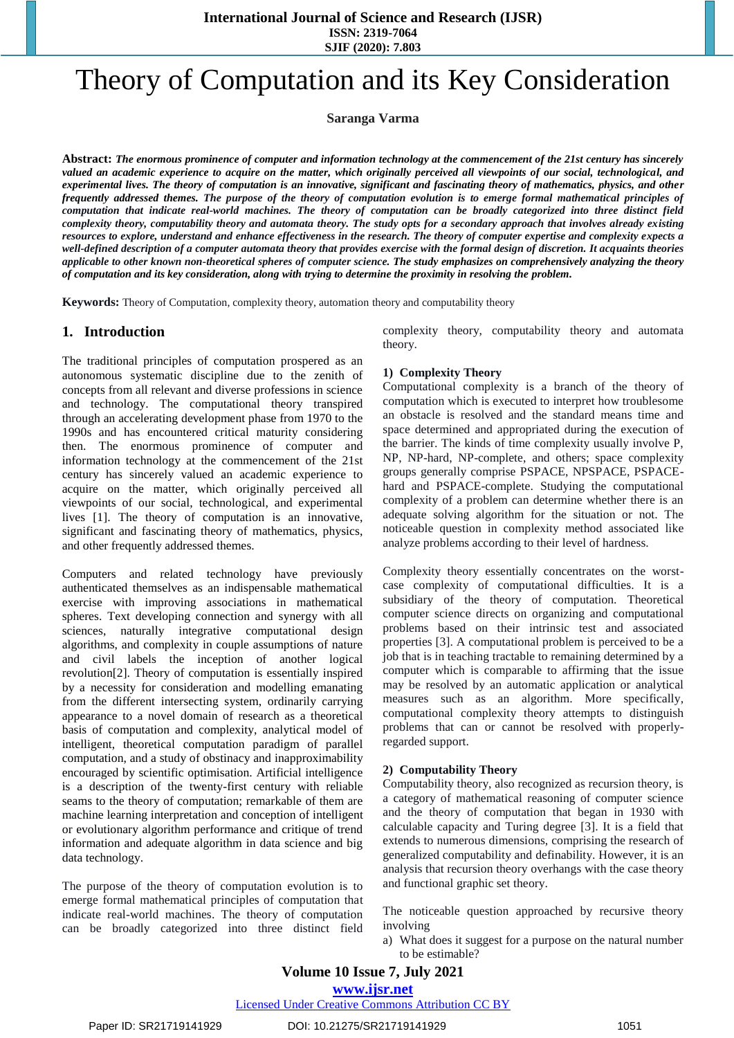# Theory of Computation and its Key Consideration

**Saranga Varma**

**Abstract:** ***The enormous prominence of computer and information technology at the commencement of the 21st century has sincerely valued an academic experience to acquire on the matter, which originally perceived all viewpoints of our social, technological, and experimental lives. The theory of computation is an innovative, significant and fascinating theory of mathematics, physics, and other frequently addressed themes. The purpose of the theory of computation evolution is to emerge formal mathematical principles of computation that indicate real-world machines. The theory of computation can be broadly categorized into three distinct field complexity theory, computability theory and automata theory. The study opts for a secondary approach that involves already existing resources to explore, understand and enhance effectiveness in the research. The theory of computer expertise and complexity expects a well-defined description of a computer automata theory that provides exercise with the formal design of discretion. It acquaints theories applicable to other known non-theoretical spheres of computer science. The study emphasizes on comprehensively analyzing the theory of computation and its key consideration, along with trying to determine the proximity in resolving the problem.***

**Keywords:** Theory of Computation, complexity theory, automation theory and computability theory

## 1. Introduction

The traditional principles of computation prospered as an autonomous systematic discipline due to the zenith of concepts from all relevant and diverse professions in science and technology. The computational theory transpired through an accelerating development phase from 1970 to the 1990s and has encountered critical maturity considering then. The enormous prominence of computer and information technology at the commencement of the 21st century has sincerely valued an academic experience to acquire on the matter, which originally perceived all viewpoints of our social, technological, and experimental lives [1]. The theory of computation is an innovative, significant and fascinating theory of mathematics, physics, and other frequently addressed themes.

Computers and related technology have previously authenticated themselves as an indispensable mathematical exercise with improving associations in mathematical spheres. Text developing connection and synergy with all sciences, naturally integrative computational design algorithms, and complexity in couple assumptions of nature and civil labels the inception of another logical revolution[2]. Theory of computation is essentially inspired by a necessity for consideration and modelling emanating from the different intersecting system, ordinarily carrying appearance to a novel domain of research as a theoretical basis of computation and complexity, analytical model of intelligent, theoretical computation paradigm of parallel computation, and a study of obstinacy and inapproximability encouraged by scientific optimisation. Artificial intelligence is a description of the twenty-first century with reliable seams to the theory of computation; remarkable of them are machine learning interpretation and conception of intelligent or evolutionary algorithm performance and critique of trend information and adequate algorithm in data science and big data technology.

The purpose of the theory of computation evolution is to emerge formal mathematical principles of computation that indicate real-world machines. The theory of computation can be broadly categorized into three distinct field complexity theory, computability theory and automata theory.

### 1) Complexity Theory

Computational complexity is a branch of the theory of computation which is executed to interpret how troublesome an obstacle is resolved and the standard means time and space determined and appropriated during the execution of the barrier. The kinds of time complexity usually involve P, NP, NP-hard, NP-complete, and others; space complexity groups generally comprise PSPACE, NPSPACE, PSPACE-hard and PSPACE-complete. Studying the computational complexity of a problem can determine whether there is an adequate solving algorithm for the situation or not. The noticeable question in complexity method associated like analyze problems according to their level of hardness.

Complexity theory essentially concentrates on the worst-case complexity of computational difficulties. It is a subsidiary of the theory of computation. Theoretical computer science directs on organizing and computational problems based on their intrinsic test and associated properties [3]. A computational problem is perceived to be a job that is in teaching tractable to remaining determined by a computer which is comparable to affirming that the issue may be resolved by an automatic application or analytical measures such as an algorithm. More specifically, computational complexity theory attempts to distinguish problems that can or cannot be resolved with properly-regarded support.

### 2) Computability Theory

Computability theory, also recognized as recursion theory, is a category of mathematical reasoning of computer science and the theory of computation that began in 1930 with calculable capacity and Turing degree [3]. It is a field that extends to numerous dimensions, comprising the research of generalized computability and definability. However, it is an analysis that recursion theory overhangs with the case theory and functional graphic set theory.

The noticeable question approached by recursive theory involving

a) What does it suggest for a purpose on the natural number to be estimable?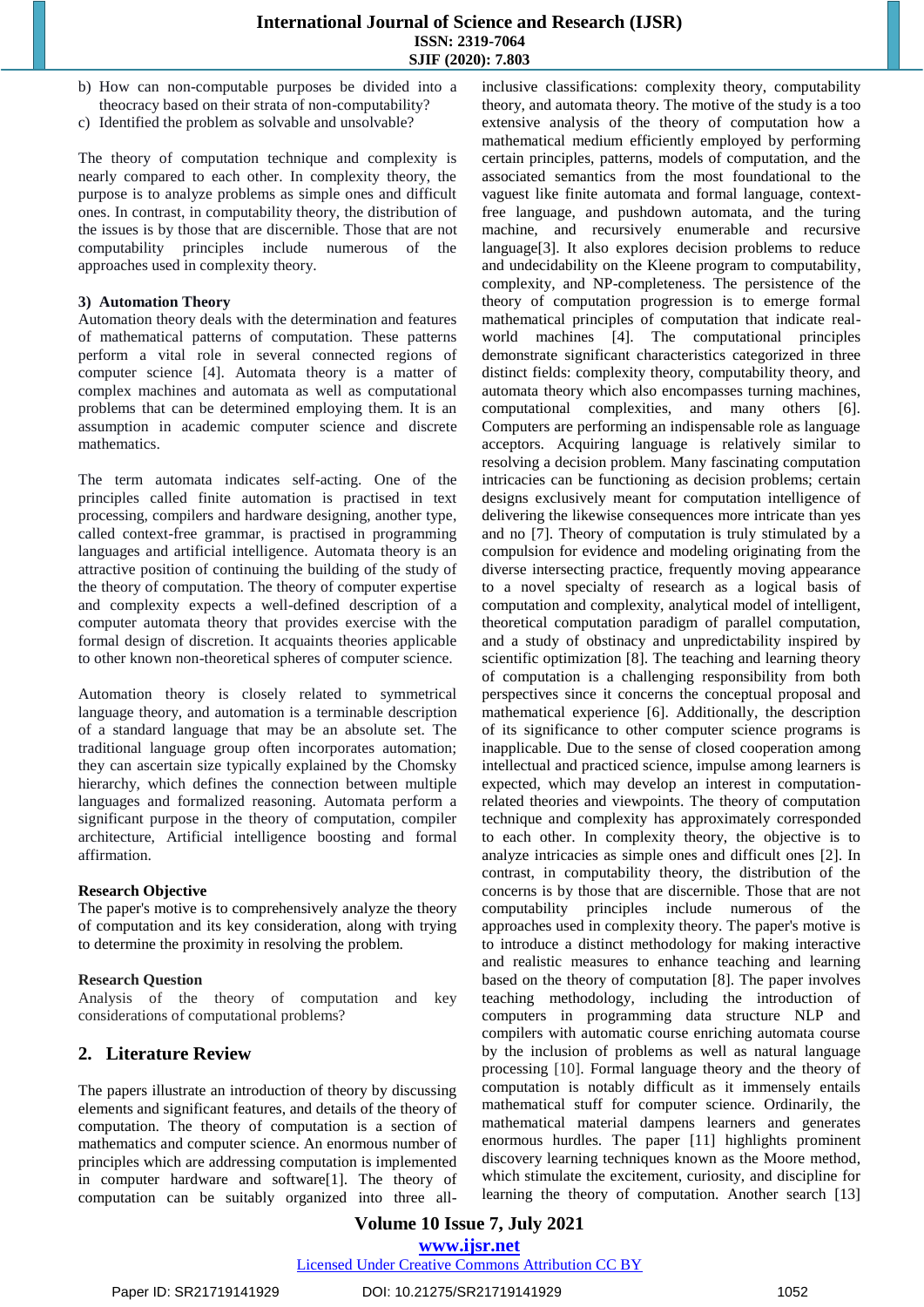b) How can non-computable purposes be divided into a theocracy based on their strata of non-computability?
c) Identified the problem as solvable and unsolvable?

The theory of computation technique and complexity is nearly compared to each other. In complexity theory, the purpose is to analyze problems as simple ones and difficult ones. In contrast, in computability theory, the distribution of the issues is by those that are discernible. Those that are not computability principles include numerous of the approaches used in complexity theory.

### 3) Automation Theory

Automation theory deals with the determination and features of mathematical patterns of computation. These patterns perform a vital role in several connected regions of computer science [4]. Automata theory is a matter of complex machines and automata as well as computational problems that can be determined employing them. It is an assumption in academic computer science and discrete mathematics.

The term automata indicates self-acting. One of the principles called finite automation is practised in text processing, compilers and hardware designing, another type, called context-free grammar, is practised in programming languages and artificial intelligence. Automata theory is an attractive position of continuing the building of the study of the theory of computation. The theory of computer expertise and complexity expects a well-defined description of a computer automata theory that provides exercise with the formal design of discretion. It acquaints theories applicable to other known non-theoretical spheres of computer science.

Automation theory is closely related to symmetrical language theory, and automation is a terminable description of a standard language that may be an absolute set. The traditional language group often incorporates automation; they can ascertain size typically explained by the Chomsky hierarchy, which defines the connection between multiple languages and formalized reasoning. Automata perform a significant purpose in the theory of computation, compiler architecture, Artificial intelligence boosting and formal affirmation.

### Research Objective

The paper's motive is to comprehensively analyze the theory of computation and its key consideration, along with trying to determine the proximity in resolving the problem.

### Research Question

Analysis of the theory of computation and key considerations of computational problems?

## 2. Literature Review

The papers illustrate an introduction of theory by discussing elements and significant features, and details of the theory of computation. The theory of computation is a section of mathematics and computer science. An enormous number of principles which are addressing computation is implemented in computer hardware and software[1]. The theory of computation can be suitably organized into three all-inclusive classifications: complexity theory, computability theory, and automata theory. The motive of the study is a too extensive analysis of the theory of computation how a mathematical medium efficiently employed by performing certain principles, patterns, models of computation, and the associated semantics from the most foundational to the vaguest like finite automata and formal language, context-free language, and pushdown automata, and the turing machine, and recursively enumerable and recursive language[3]. It also explores decision problems to reduce and undecidability on the Kleene program to computability, complexity, and NP-completeness. The persistence of the theory of computation progression is to emerge formal mathematical principles of computation that indicate real-world machines [4]. The computational principles demonstrate significant characteristics categorized in three distinct fields: complexity theory, computability theory, and automata theory which also encompasses turning machines, computational complexities, and many others [6]. Computers are performing an indispensable role as language acceptors. Acquiring language is relatively similar to resolving a decision problem. Many fascinating computation intricacies can be functioning as decision problems; certain designs exclusively meant for computation intelligence of delivering the likewise consequences more intricate than yes and no [7]. Theory of computation is truly stimulated by a compulsion for evidence and modeling originating from the diverse intersecting practice, frequently moving appearance to a novel specialty of research as a logical basis of computation and complexity, analytical model of intelligent, theoretical computation paradigm of parallel computation, and a study of obstinacy and unpredictability inspired by scientific optimization [8]. The teaching and learning theory of computation is a challenging responsibility from both perspectives since it concerns the conceptual proposal and mathematical experience [6]. Additionally, the description of its significance to other computer science programs is inapplicable. Due to the sense of closed cooperation among intellectual and practiced science, impulse among learners is expected, which may develop an interest in computation-related theories and viewpoints. The theory of computation technique and complexity has approximately corresponded to each other. In complexity theory, the objective is to analyze intricacies as simple ones and difficult ones [2]. In contrast, in computability theory, the distribution of the concerns is by those that are discernible. Those that are not computability principles include numerous of the approaches used in complexity theory. The paper's motive is to introduce a distinct methodology for making interactive and realistic measures to enhance teaching and learning based on the theory of computation [8]. The paper involves teaching methodology, including the introduction of computers in programming data structure NLP and compilers with automatic course enriching automata course by the inclusion of problems as well as natural language processing [10]. Formal language theory and the theory of computation is notably difficult as it immensely entails mathematical stuff for computer science. Ordinarily, the mathematical material dampens learners and generates enormous hurdles. The paper [11] highlights prominent discovery learning techniques known as the Moore method, which stimulate the excitement, curiosity, and discipline for learning the theory of computation. Another search [13]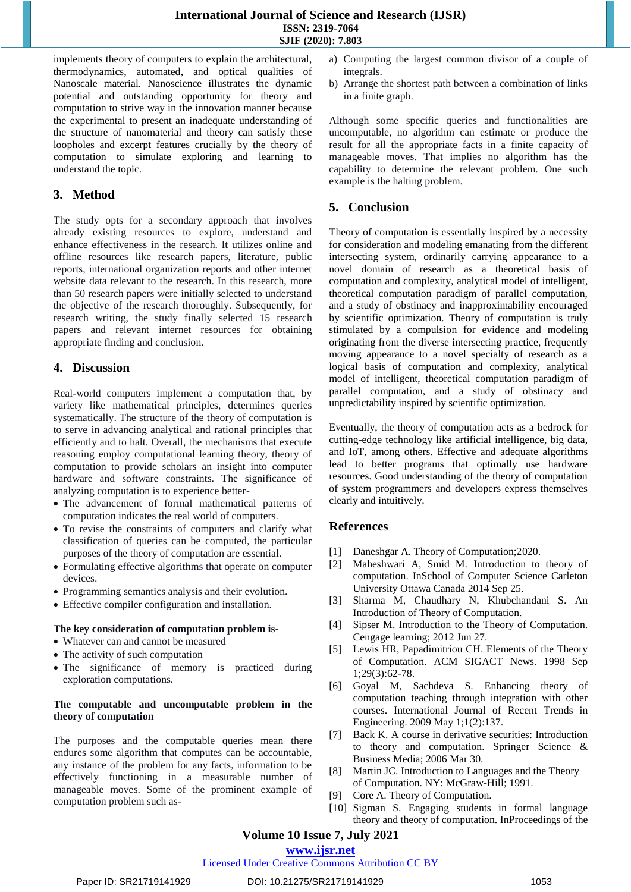implements theory of computers to explain the architectural, thermodynamics, automated, and optical qualities of Nanoscale material. Nanoscience illustrates the dynamic potential and outstanding opportunity for theory and computation to strive way in the innovation manner because the experimental to present an inadequate understanding of the structure of nanomaterial and theory can satisfy these loopholes and excerpt features crucially by the theory of computation to simulate exploring and learning to understand the topic.

## 3. Method

The study opts for a secondary approach that involves already existing resources to explore, understand and enhance effectiveness in the research. It utilizes online and offline resources like research papers, literature, public reports, international organization reports and other internet website data relevant to the research. In this research, more than 50 research papers were initially selected to understand the objective of the research thoroughly. Subsequently, for research writing, the study finally selected 15 research papers and relevant internet resources for obtaining appropriate finding and conclusion.

## 4. Discussion

Real-world computers implement a computation that, by variety like mathematical principles, determines queries systematically. The structure of the theory of computation is to serve in advancing analytical and rational principles that efficiently and to halt. Overall, the mechanisms that execute reasoning employ computational learning theory, theory of computation to provide scholars an insight into computer hardware and software constraints. The significance of analyzing computation is to experience better-

- The advancement of formal mathematical patterns of computation indicates the real world of computers.
- To revise the constraints of computers and clarify what classification of queries can be computed, the particular purposes of the theory of computation are essential.
- Formulating effective algorithms that operate on computer devices.
- Programming semantics analysis and their evolution.
- Effective compiler configuration and installation.

**The key consideration of computation problem is-**

- Whatever can and cannot be measured
- The activity of such computation
- The significance of memory is practiced during exploration computations.

**The computable and uncomputable problem in the theory of computation**

The purposes and the computable queries mean there endures some algorithm that computes can be accountable, any instance of the problem for any facts, information to be effectively functioning in a measurable number of manageable moves. Some of the prominent example of computation problem such as-

a) Computing the largest common divisor of a couple of integrals.
b) Arrange the shortest path between a combination of links in a finite graph.

Although some specific queries and functionalities are uncomputable, no algorithm can estimate or produce the result for all the appropriate facts in a finite capacity of manageable moves. That implies no algorithm has the capability to determine the relevant problem. One such example is the halting problem.

## 5. Conclusion

Theory of computation is essentially inspired by a necessity for consideration and modeling emanating from the different intersecting system, ordinarily carrying appearance to a novel domain of research as a theoretical basis of computation and complexity, analytical model of intelligent, theoretical computation paradigm of parallel computation, and a study of obstinacy and inapproximability encouraged by scientific optimization. Theory of computation is truly stimulated by a compulsion for evidence and modeling originating from the diverse intersecting practice, frequently moving appearance to a novel specialty of research as a logical basis of computation and complexity, analytical model of intelligent, theoretical computation paradigm of parallel computation, and a study of obstinacy and unpredictability inspired by scientific optimization.

Eventually, the theory of computation acts as a bedrock for cutting-edge technology like artificial intelligence, big data, and IoT, among others. Effective and adequate algorithms lead to better programs that optimally use hardware resources. Good understanding of the theory of computation of system programmers and developers express themselves clearly and intuitively.

## References

[1] Daneshgar A. Theory of Computation;2020.

[2] Maheshwari A, Smid M. Introduction to theory of computation. InSchool of Computer Science Carleton University Ottawa Canada 2014 Sep 25.

[3] Sharma M, Chaudhary N, Khubchandani S. An Introduction of Theory of Computation.

[4] Sipser M. Introduction to the Theory of Computation. Cengage learning; 2012 Jun 27.

[5] Lewis HR, Papadimitriou CH. Elements of the Theory of Computation. ACM SIGACT News. 1998 Sep 1;29(3):62-78.

[6] Goyal M, Sachdeva S. Enhancing theory of computation teaching through integration with other courses. International Journal of Recent Trends in Engineering. 2009 May 1;1(2):137.

[7] Back K. A course in derivative securities: Introduction to theory and computation. Springer Science & Business Media; 2006 Mar 30.

[8] Martin JC. Introduction to Languages and the Theory of Computation. NY: McGraw-Hill; 1991.

[9] Core A. Theory of Computation.

[10] Sigman S. Engaging students in formal language theory and theory of computation. InProceedings of the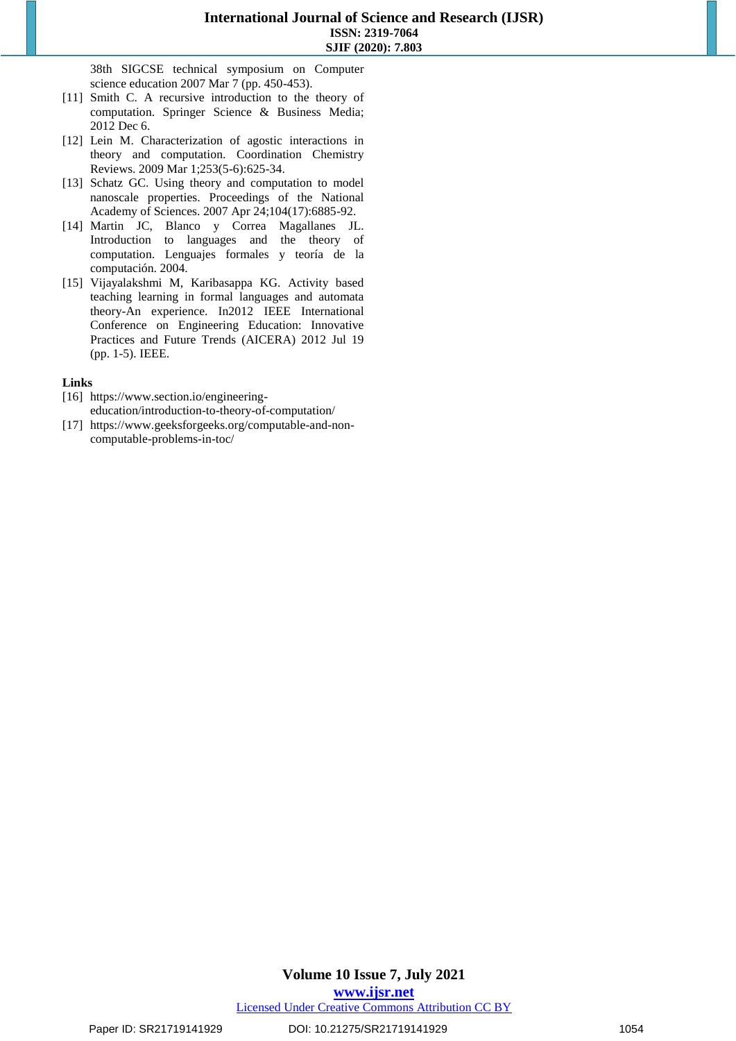38th SIGCSE technical symposium on Computer science education 2007 Mar 7 (pp. 450-453).

[11] Smith C. A recursive introduction to the theory of computation. Springer Science & Business Media; 2012 Dec 6.

[12] Lein M. Characterization of agostic interactions in theory and computation. Coordination Chemistry Reviews. 2009 Mar 1;253(5-6):625-34.

[13] Schatz GC. Using theory and computation to model nanoscale properties. Proceedings of the National Academy of Sciences. 2007 Apr 24;104(17):6885-92.

[14] Martin JC, Blanco y Correa Magallanes JL. Introduction to languages and the theory of computation. Lenguajes formales y teoría de la computación. 2004.

[15] Vijayalakshmi M, Karibasappa KG. Activity based teaching learning in formal languages and automata theory-An experience. In2012 IEEE International Conference on Engineering Education: Innovative Practices and Future Trends (AICERA) 2012 Jul 19 (pp. 1-5). IEEE.

**Links**

[16] https://www.section.io/engineering-education/introduction-to-theory-of-computation/

[17] https://www.geeksforgeeks.org/computable-and-non-computable-problems-in-toc/